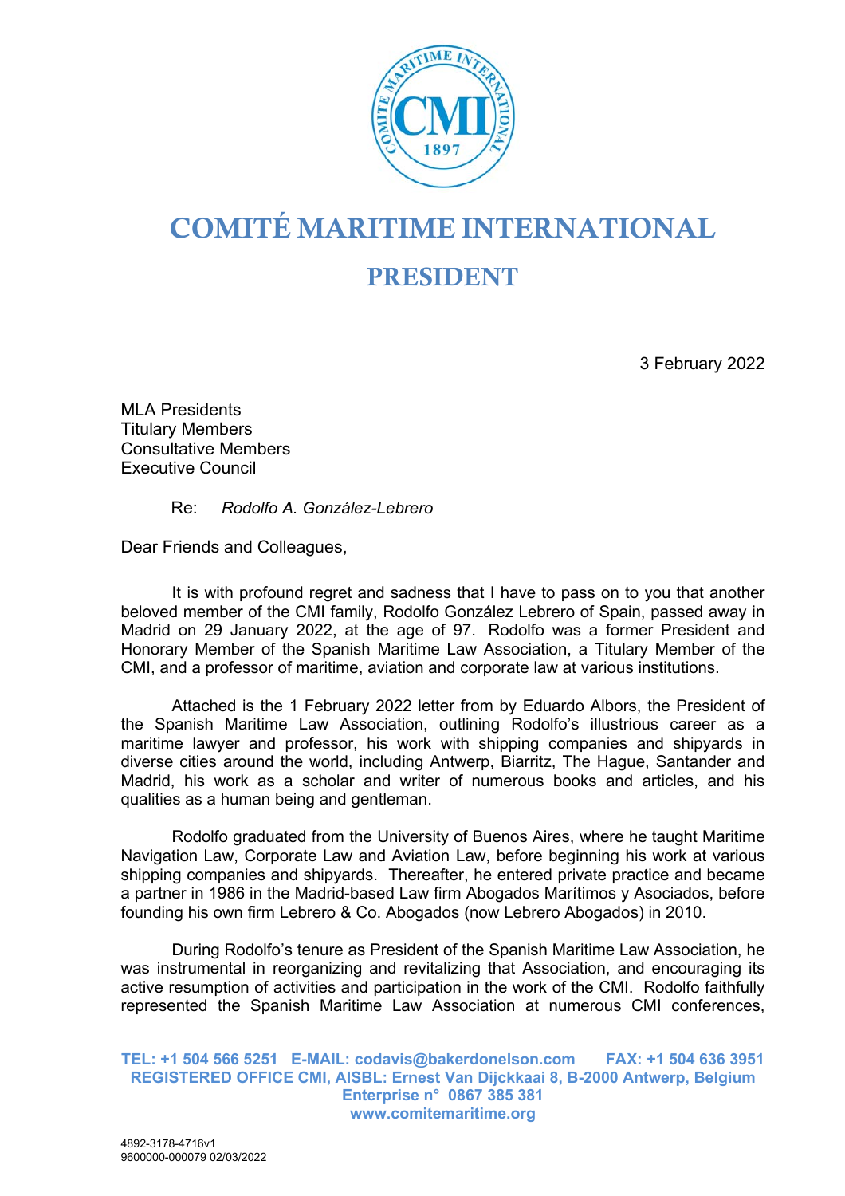# COMITÉ MARITIME INTERNATIONAL

## PRESIDENT

3 February 2022

MLA Presidents
Titulary Members
Consultative Members
Executive Council

Re: *Rodolfo A. González-Lebrero*

Dear Friends and Colleagues,

It is with profound regret and sadness that I have to pass on to you that another beloved member of the CMI family, Rodolfo González Lebrero of Spain, passed away in Madrid on 29 January 2022, at the age of 97. Rodolfo was a former President and Honorary Member of the Spanish Maritime Law Association, a Titulary Member of the CMI, and a professor of maritime, aviation and corporate law at various institutions.

Attached is the 1 February 2022 letter from by Eduardo Albors, the President of the Spanish Maritime Law Association, outlining Rodolfo's illustrious career as a maritime lawyer and professor, his work with shipping companies and shipyards in diverse cities around the world, including Antwerp, Biarritz, The Hague, Santander and Madrid, his work as a scholar and writer of numerous books and articles, and his qualities as a human being and gentleman.

Rodolfo graduated from the University of Buenos Aires, where he taught Maritime Navigation Law, Corporate Law and Aviation Law, before beginning his work at various shipping companies and shipyards. Thereafter, he entered private practice and became a partner in 1986 in the Madrid-based Law firm Abogados Marítimos y Asociados, before founding his own firm Lebrero & Co. Abogados (now Lebrero Abogados) in 2010.

During Rodolfo's tenure as President of the Spanish Maritime Law Association, he was instrumental in reorganizing and revitalizing that Association, and encouraging its active resumption of activities and participation in the work of the CMI. Rodolfo faithfully represented the Spanish Maritime Law Association at numerous CMI conferences,

**TEL: +1 504 566 5251 E-MAIL: codavis@bakerdonelson.com FAX: +1 504 636 3951**
**REGISTERED OFFICE CMI, AISBL: Ernest Van Dijckkaai 8, B-2000 Antwerp, Belgium**
**Enterprise n° 0867 385 381**
**www.comitemaritime.org**

4892-3178-4716v1
9600000-000079 02/03/2022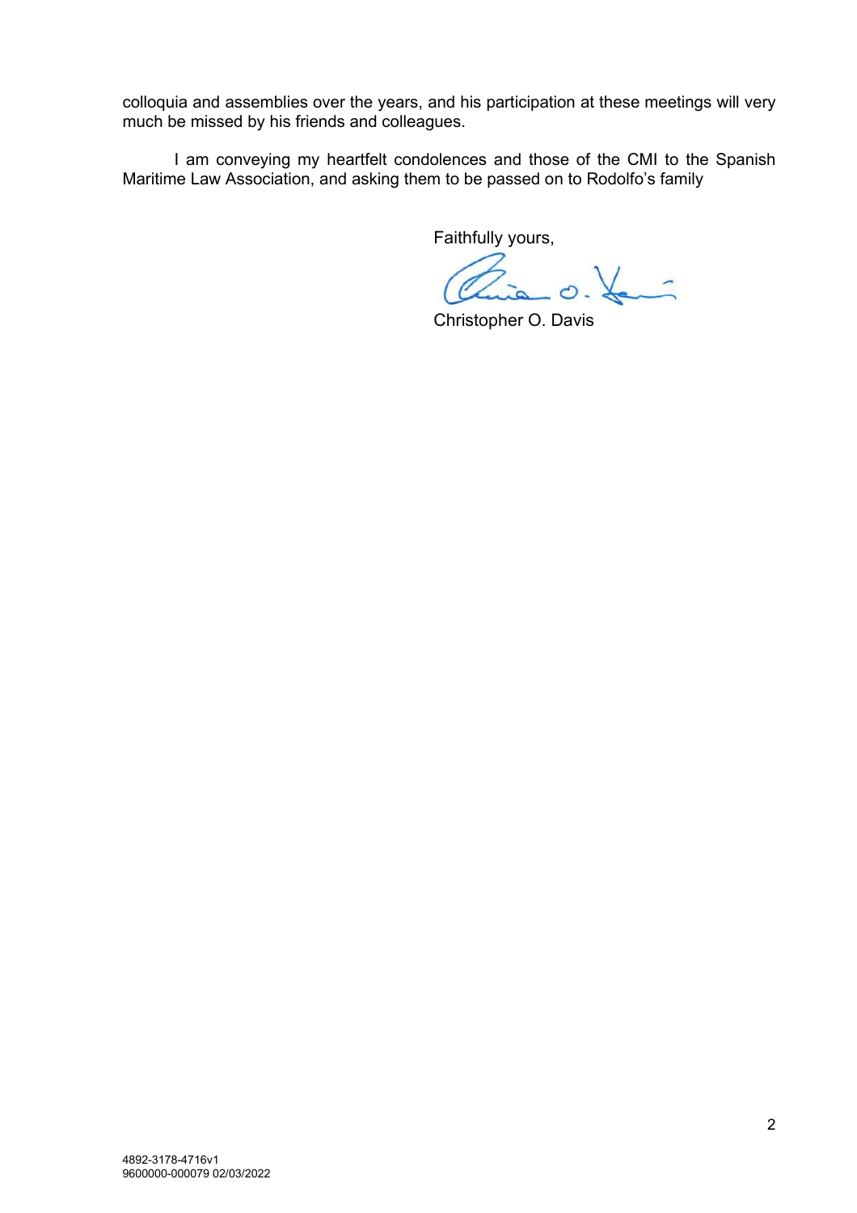colloquia and assemblies over the years, and his participation at these meetings will very much be missed by his friends and colleagues.

I am conveying my heartfelt condolences and those of the CMI to the Spanish Maritime Law Association, and asking them to be passed on to Rodolfo's family

Faithfully yours,

Christopher O. Davis

4892-3178-4716v1
9600000-000079 02/03/2022